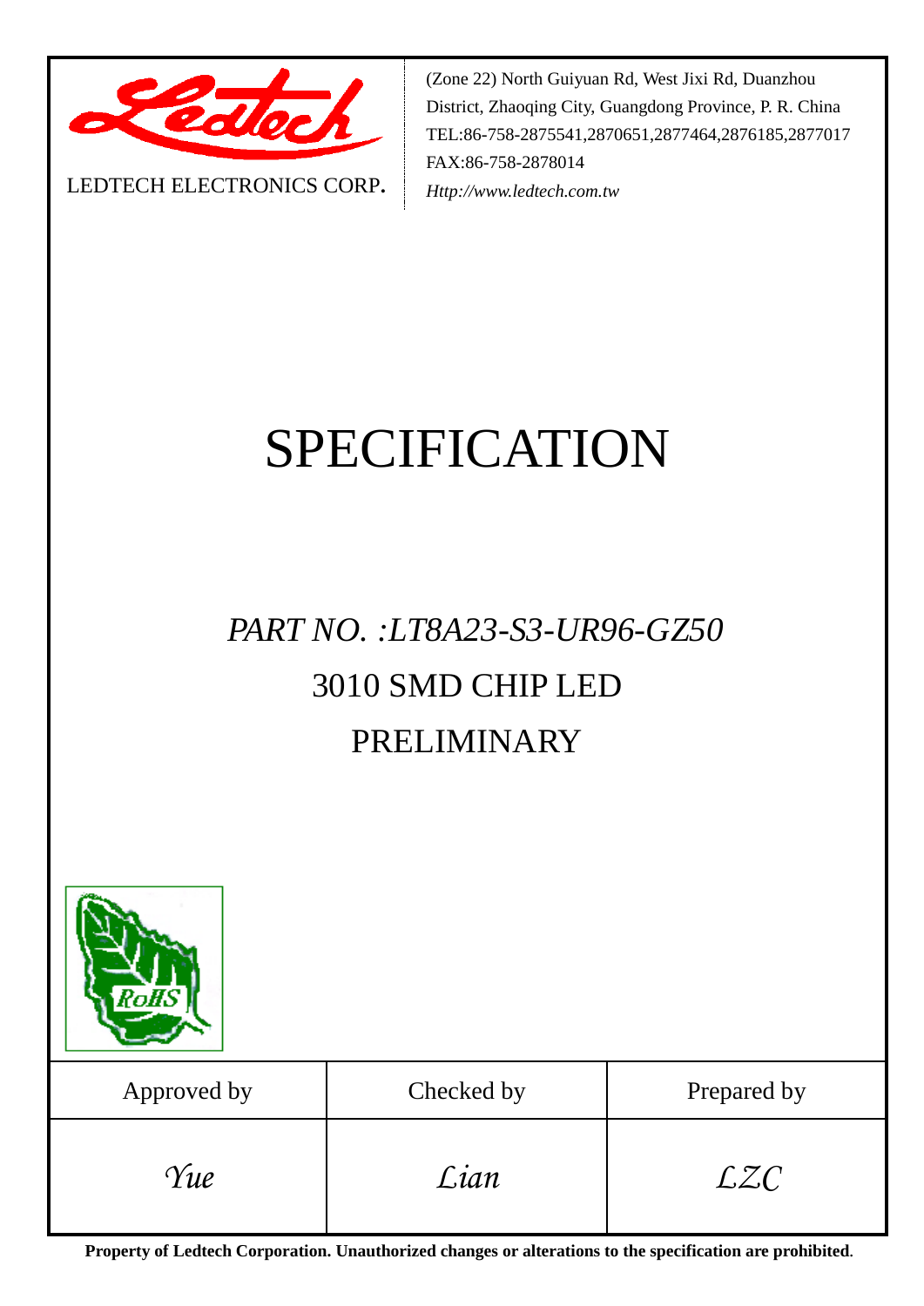LEDTECH ELECTRONICS CORP.

(Zone 22) North Guiyuan Rd, West Jixi Rd, Duanzhou District, Zhaoqing City, Guangdong Province, P. R. China
TEL:86-758-2875541,2870651,2877464,2876185,2877017
FAX:86-758-2878014
*Http://www.ledtech.com.tw*

# SPECIFICATION

## *PART NO. :LT8A23-S3-UR96-GZ50*

## 3010 SMD CHIP LED

## PRELIMINARY

| Approved by | Checked by | Prepared by |
|---|---|---|
| *Yue* | *Lian* | *LZC* |

**Property of Ledtech Corporation. Unauthorized changes or alterations to the specification are prohibited.**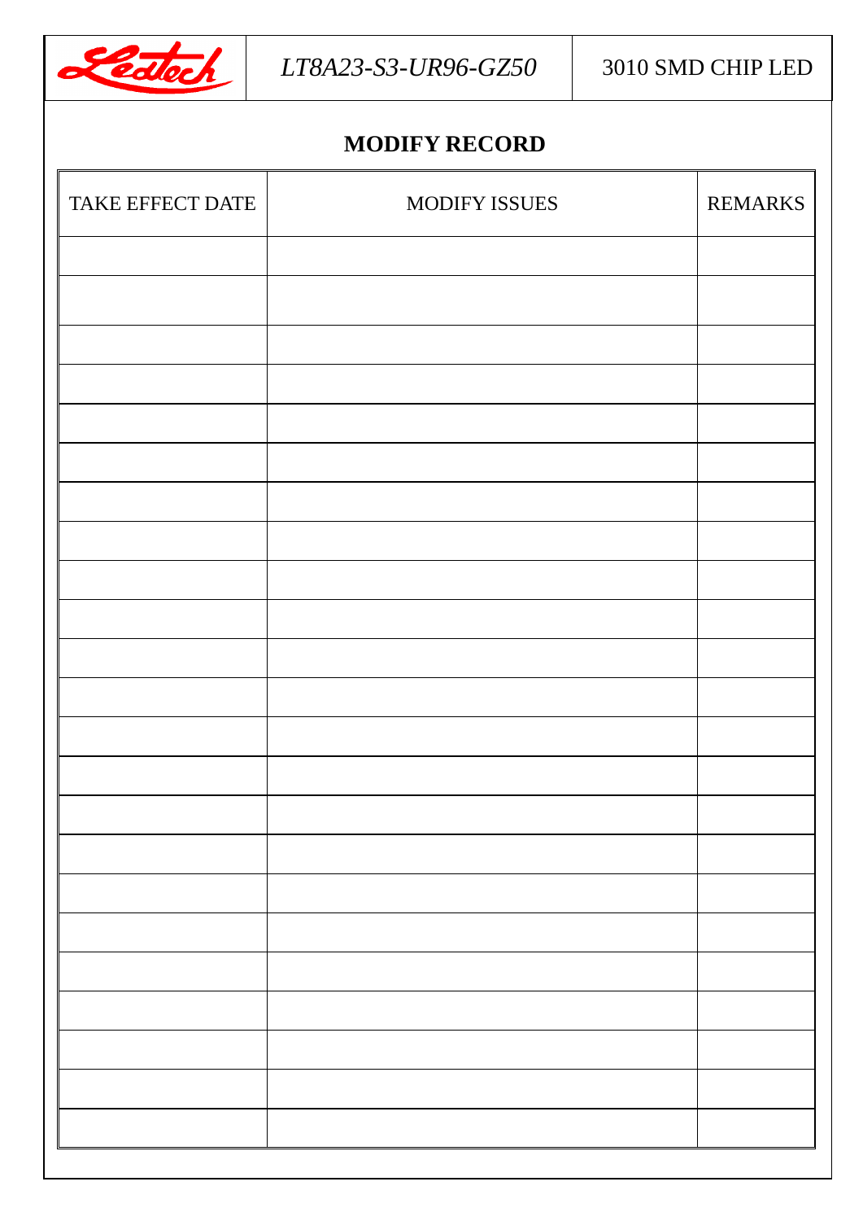## MODIFY RECORD

| TAKE EFFECT DATE | MODIFY ISSUES | REMARKS |
|---|---|---|
| | | |
| | | |
| | | |
| | | |
| | | |
| | | |
| | | |
| | | |
| | | |
| | | |
| | | |
| | | |
| | | |
| | | |
| | | |
| | | |
| | | |
| | | |
| | | |
| | | |
| | | |
| | | |
| | | |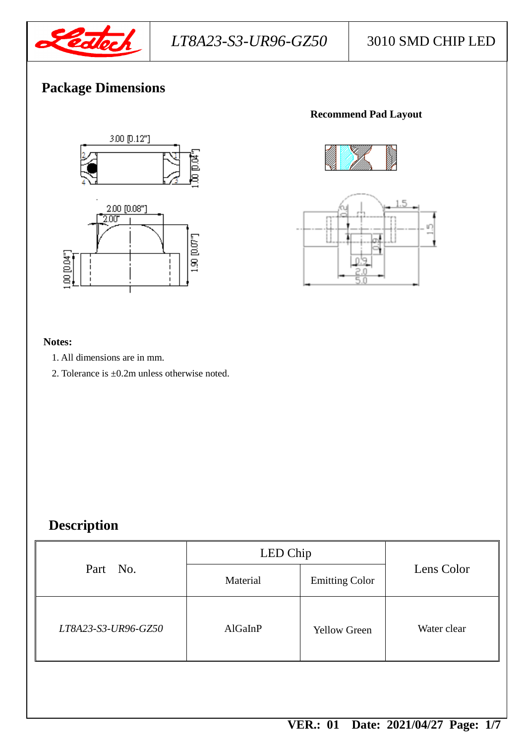## Package Dimensions

**Recommend Pad Layout**

**Notes:**

1. All dimensions are in mm.
2. Tolerance is ±0.2m unless otherwise noted.

## Description

| Part No. | LED Chip | | Lens Color |
|---|---|---|---|
| | Material | Emitting Color | |
| *LT8A23-S3-UR96-GZ50* | AlGaInP | Yellow Green | Water clear |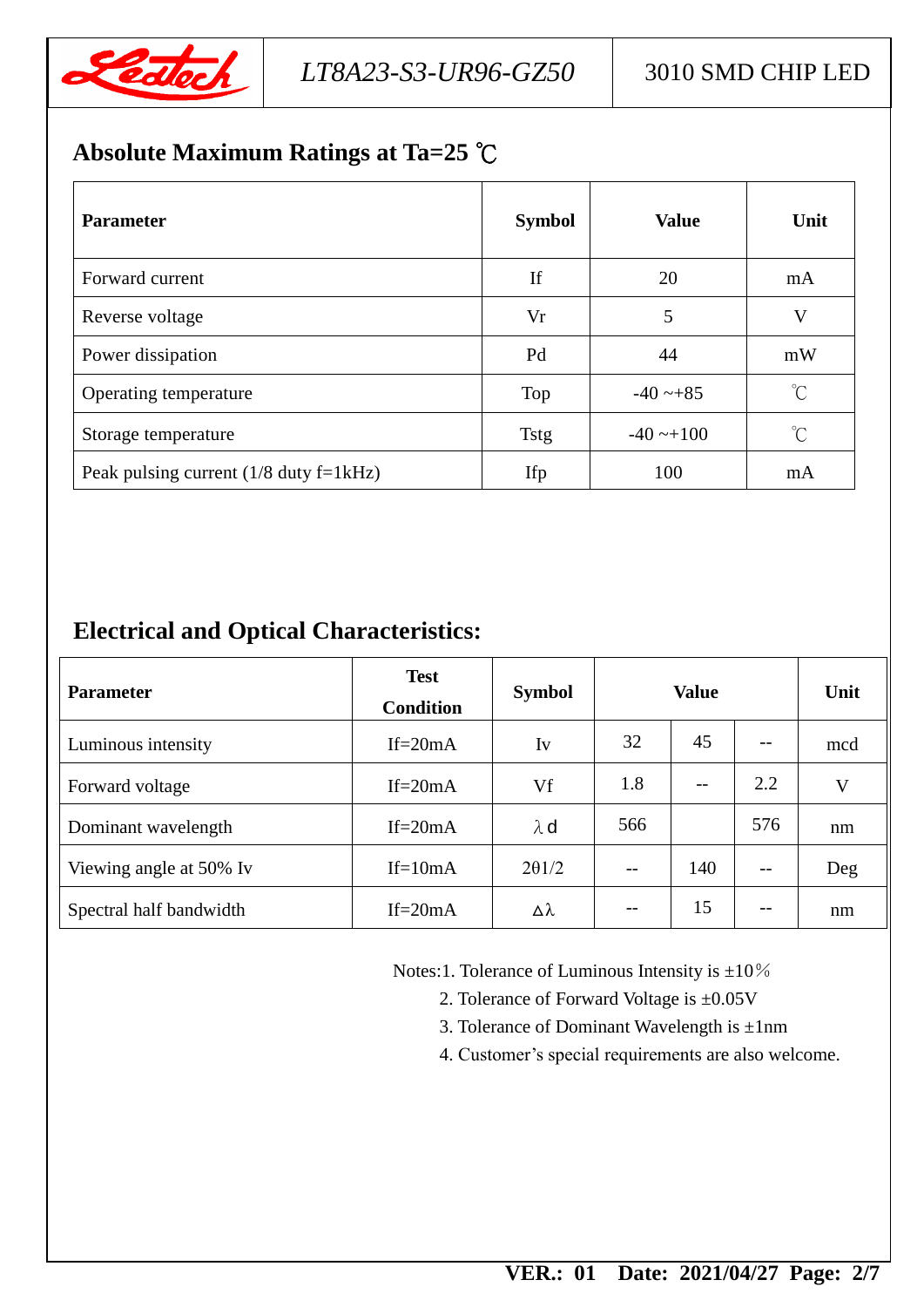## Absolute Maximum Ratings at Ta=25 ℃

| Parameter | Symbol | Value | Unit |
|---|---|---|---|
| Forward current | If | 20 | mA |
| Reverse voltage | Vr | 5 | V |
| Power dissipation | Pd | 44 | mW |
| Operating temperature | Top | -40 ~+85 | ℃ |
| Storage temperature | Tstg | -40 ~+100 | ℃ |
| Peak pulsing current (1/8 duty f=1kHz) | Ifp | 100 | mA |

## Electrical and Optical Characteristics:

| Parameter | Test Condition | Symbol | Value | | | Unit |
|---|---|---|---|---|---|---|
| Luminous intensity | If=20mA | Iv | 32 | 45 | -- | mcd |
| Forward voltage | If=20mA | Vf | 1.8 | -- | 2.2 | V |
| Dominant wavelength | If=20mA | λd | 566 | | 576 | nm |
| Viewing angle at 50% Iv | If=10mA | 2θ1/2 | -- | 140 | -- | Deg |
| Spectral half bandwidth | If=20mA | Δλ | -- | 15 | -- | nm |

Notes:1. Tolerance of Luminous Intensity is ±10%

2. Tolerance of Forward Voltage is ±0.05V

3. Tolerance of Dominant Wavelength is ±1nm

4. Customer's special requirements are also welcome.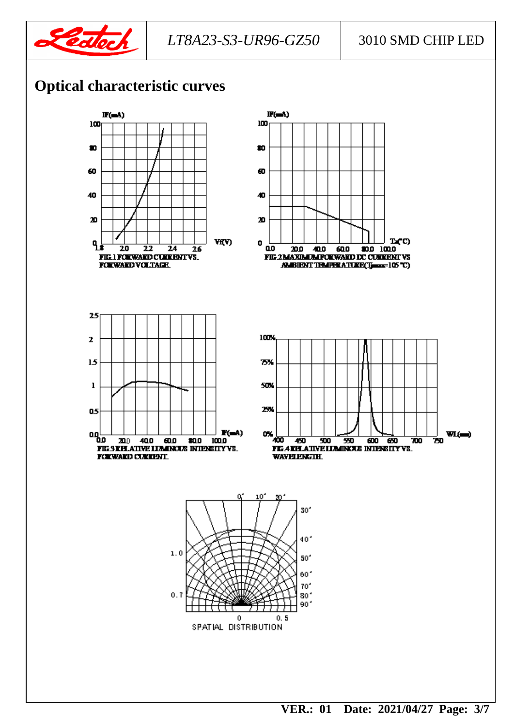## Optical characteristic curves

FIG.1 FORWARD CURRENT VS. FORWARD VOLTAGE

FIG.2 MAXIMUM FORWARD DC CURRENT VS AMBIENT TEMPERATURE($T_{jmax}$=105°C)

FIG.3 RELATIVE LUMINOUS INTENSITY VS. FORWARD CURRENT

FIG.4 RELATIVE LUMINOUS INTENSITY VS. WAVELENGTH

SPATIAL DISTRIBUTION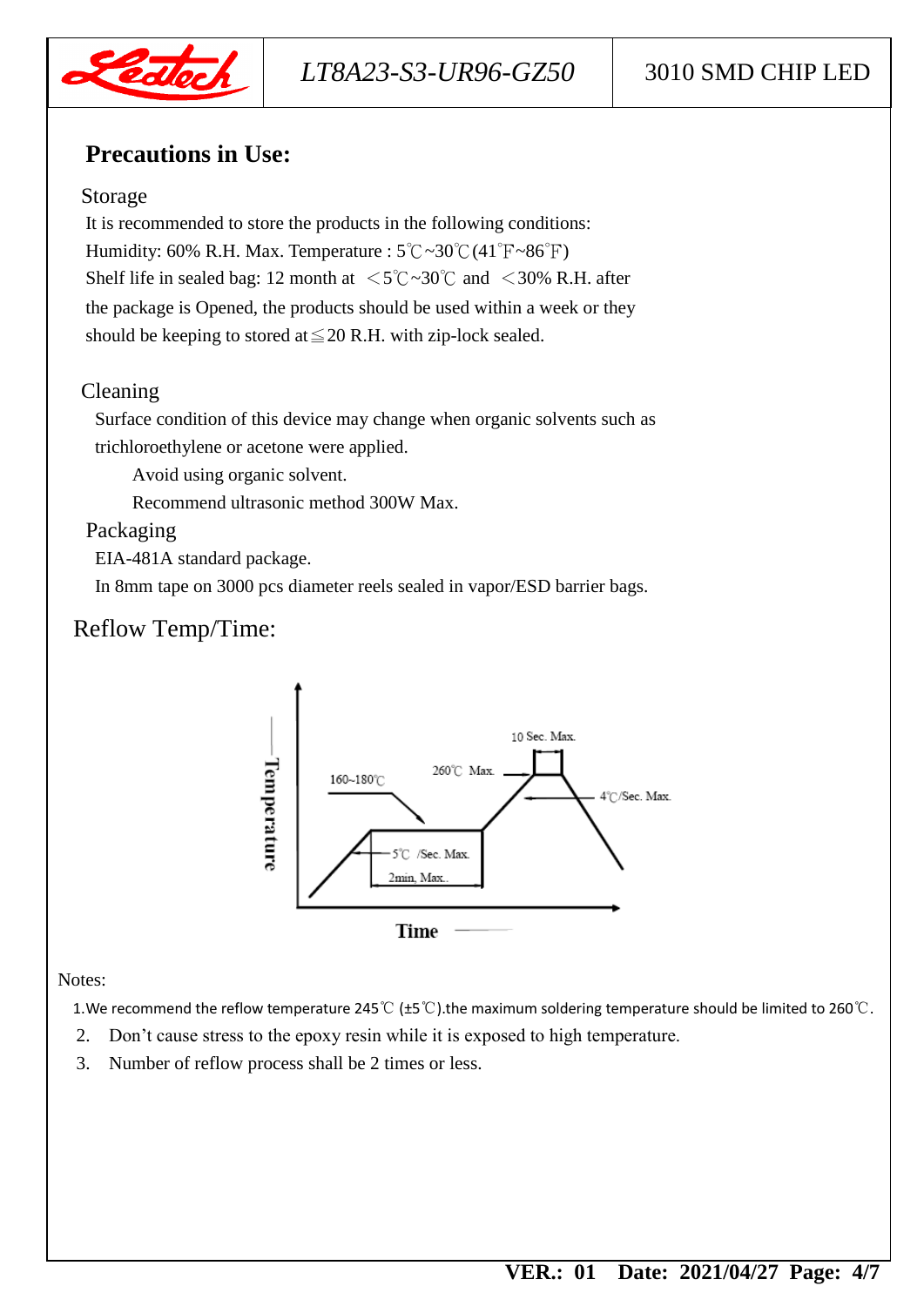## Precautions in Use:

### Storage

It is recommended to store the products in the following conditions:
Humidity: 60% R.H. Max. Temperature : 5℃~30℃(41℉~86℉)
Shelf life in sealed bag: 12 month at ＜5℃~30℃ and ＜30% R.H. after the package is Opened, the products should be used within a week or they should be keeping to stored at≦20 R.H. with zip-lock sealed.

### Cleaning

Surface condition of this device may change when organic solvents such as trichloroethylene or acetone were applied.

Avoid using organic solvent.

Recommend ultrasonic method 300W Max.

### Packaging

EIA-481A standard package.

In 8mm tape on 3000 pcs diameter reels sealed in vapor/ESD barrier bags.

## Reflow Temp/Time:

Temperature

160~180℃

5℃ /Sec. Max.

2min. Max.

260℃ Max.

10 Sec. Max.

4℃/Sec. Max.

Time

Notes:

1. We recommend the reflow temperature 245℃ (±5℃).the maximum soldering temperature should be limited to 260℃.
2. Don't cause stress to the epoxy resin while it is exposed to high temperature.
3. Number of reflow process shall be 2 times or less.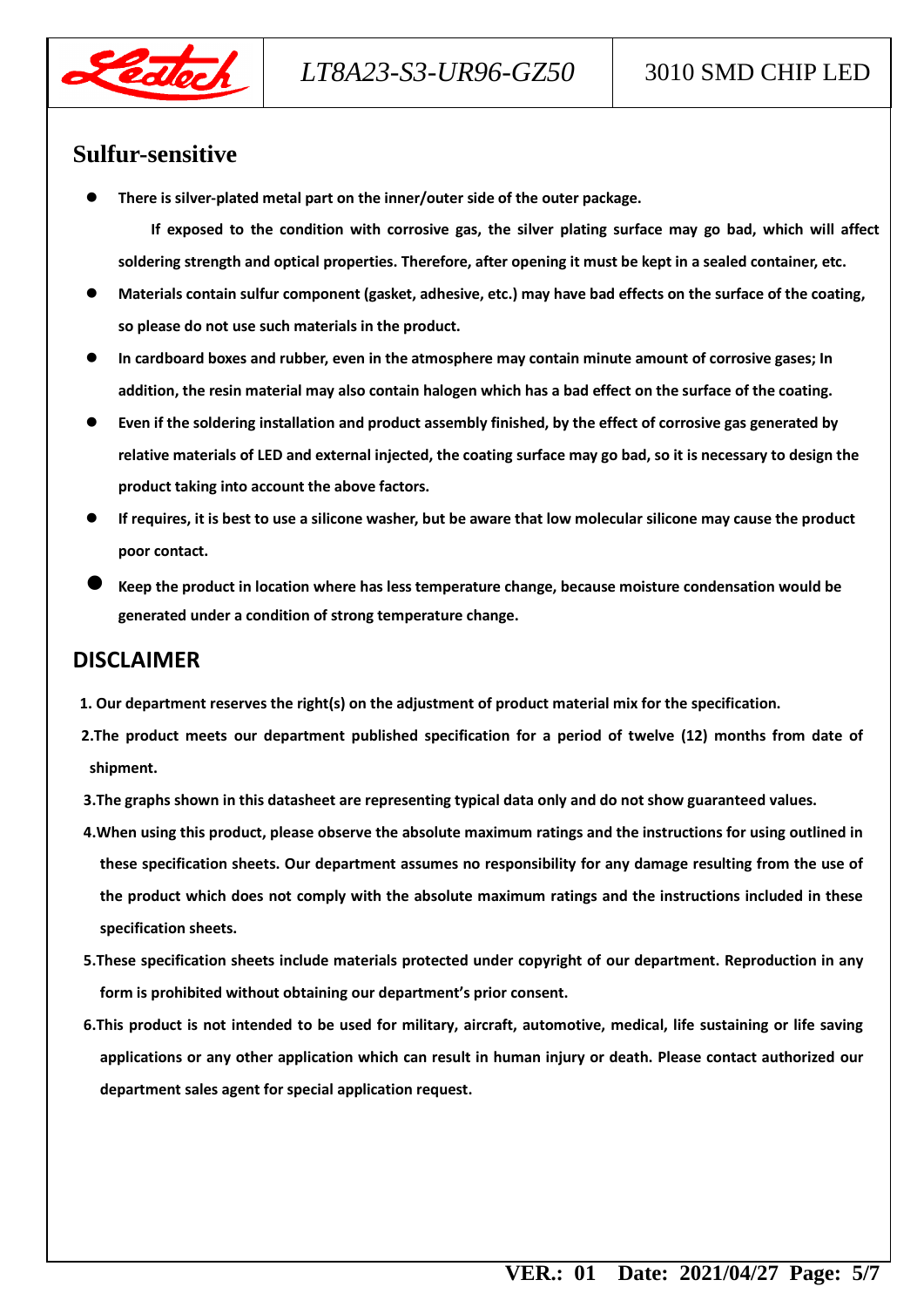## Sulfur-sensitive

- **There is silver-plated metal part on the inner/outer side of the outer package.**

  **If exposed to the condition with corrosive gas, the silver plating surface may go bad, which will affect soldering strength and optical properties. Therefore, after opening it must be kept in a sealed container, etc.**
- **Materials contain sulfur component (gasket, adhesive, etc.) may have bad effects on the surface of the coating, so please do not use such materials in the product.**
- **In cardboard boxes and rubber, even in the atmosphere may contain minute amount of corrosive gases; In addition, the resin material may also contain halogen which has a bad effect on the surface of the coating.**
- **Even if the soldering installation and product assembly finished, by the effect of corrosive gas generated by relative materials of LED and external injected, the coating surface may go bad, so it is necessary to design the product taking into account the above factors.**
- **If requires, it is best to use a silicone washer, but be aware that low molecular silicone may cause the product poor contact.**
- **Keep the product in location where has less temperature change, because moisture condensation would be generated under a condition of strong temperature change.**

## DISCLAIMER

**1. Our department reserves the right(s) on the adjustment of product material mix for the specification.**

**2.The product meets our department published specification for a period of twelve (12) months from date of shipment.**

**3.The graphs shown in this datasheet are representing typical data only and do not show guaranteed values.**

**4.When using this product, please observe the absolute maximum ratings and the instructions for using outlined in these specification sheets. Our department assumes no responsibility for any damage resulting from the use of the product which does not comply with the absolute maximum ratings and the instructions included in these specification sheets.**

**5.These specification sheets include materials protected under copyright of our department. Reproduction in any form is prohibited without obtaining our department's prior consent.**

**6.This product is not intended to be used for military, aircraft, automotive, medical, life sustaining or life saving applications or any other application which can result in human injury or death. Please contact authorized our department sales agent for special application request.**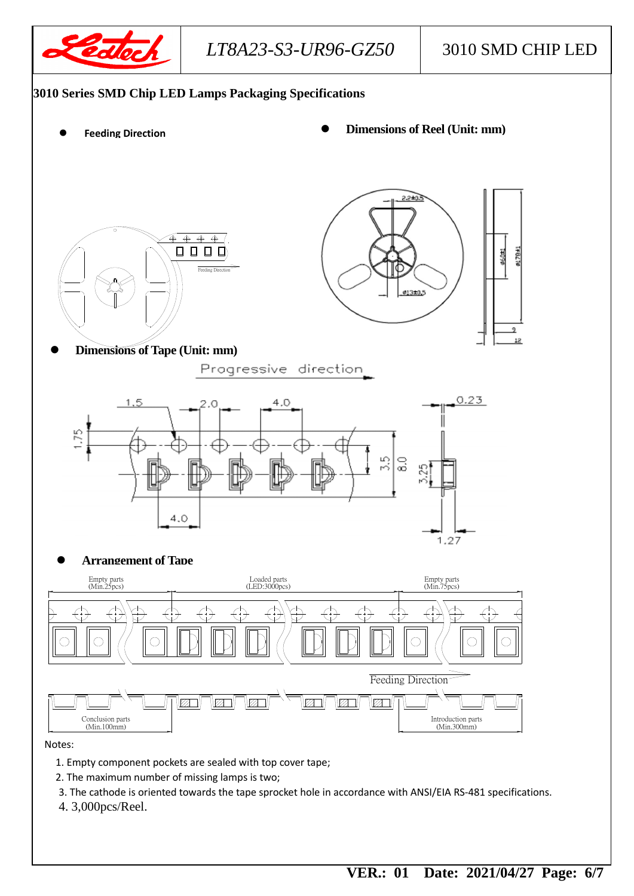## 3010 Series SMD Chip LED Lamps Packaging Specifications

- **Feeding Direction**
- **Dimensions of Reel (Unit: mm)**

Feeding Direction

2.2±0.5

ø60±1

ø178±1

ø13±0.5

9

12

- **Dimensions of Tape (Unit: mm)**

Progressive direction

1.5 2.0 4.0 0.23

1.75

3.5 8.0 3.25

4.0 1.27

- **Arrangement of Tape**

Empty parts (Min.25pcs) | Loaded parts (LED:3000pcs) | Empty parts (Min.75pcs)

Feeding Direction

Conclusion parts (Min.100mm) | Introduction parts (Min.300mm)

Notes:

1. Empty component pockets are sealed with top cover tape;
2. The maximum number of missing lamps is two;
3. The cathode is oriented towards the tape sprocket hole in accordance with ANSI/EIA RS-481 specifications.
4. 3,000pcs/Reel.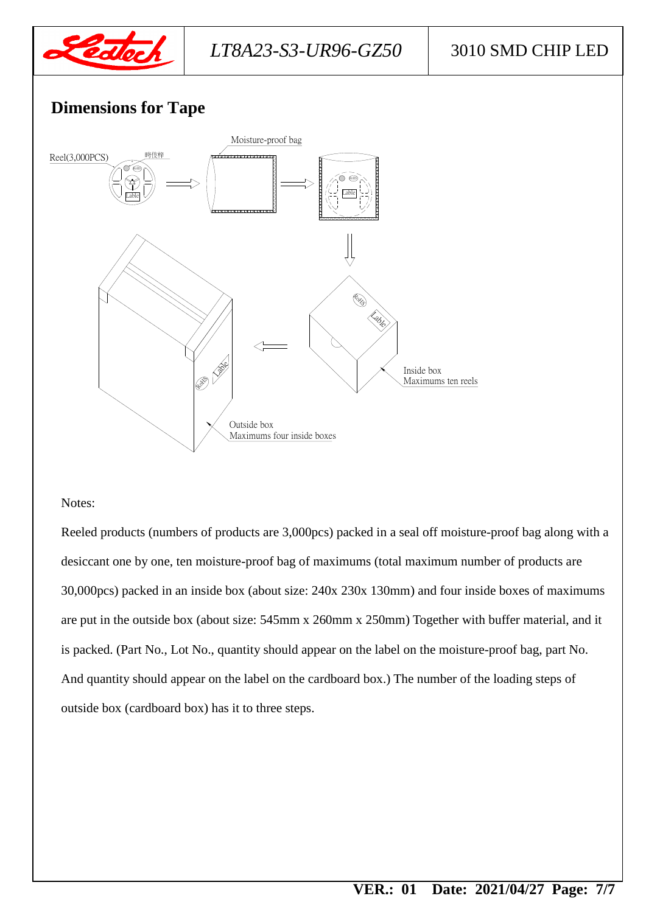## Dimensions for Tape

Reel(3,000PCS)

Moisture-proof bag

Inside box
Maximums ten reels

Outside box
Maximums four inside boxes

Notes:

Reeled products (numbers of products are 3,000pcs) packed in a seal off moisture-proof bag along with a desiccant one by one, ten moisture-proof bag of maximums (total maximum number of products are 30,000pcs) packed in an inside box (about size: 240x 230x 130mm) and four inside boxes of maximums are put in the outside box (about size: 545mm x 260mm x 250mm) Together with buffer material, and it is packed. (Part No., Lot No., quantity should appear on the label on the moisture-proof bag, part No. And quantity should appear on the label on the cardboard box.) The number of the loading steps of outside box (cardboard box) has it to three steps.